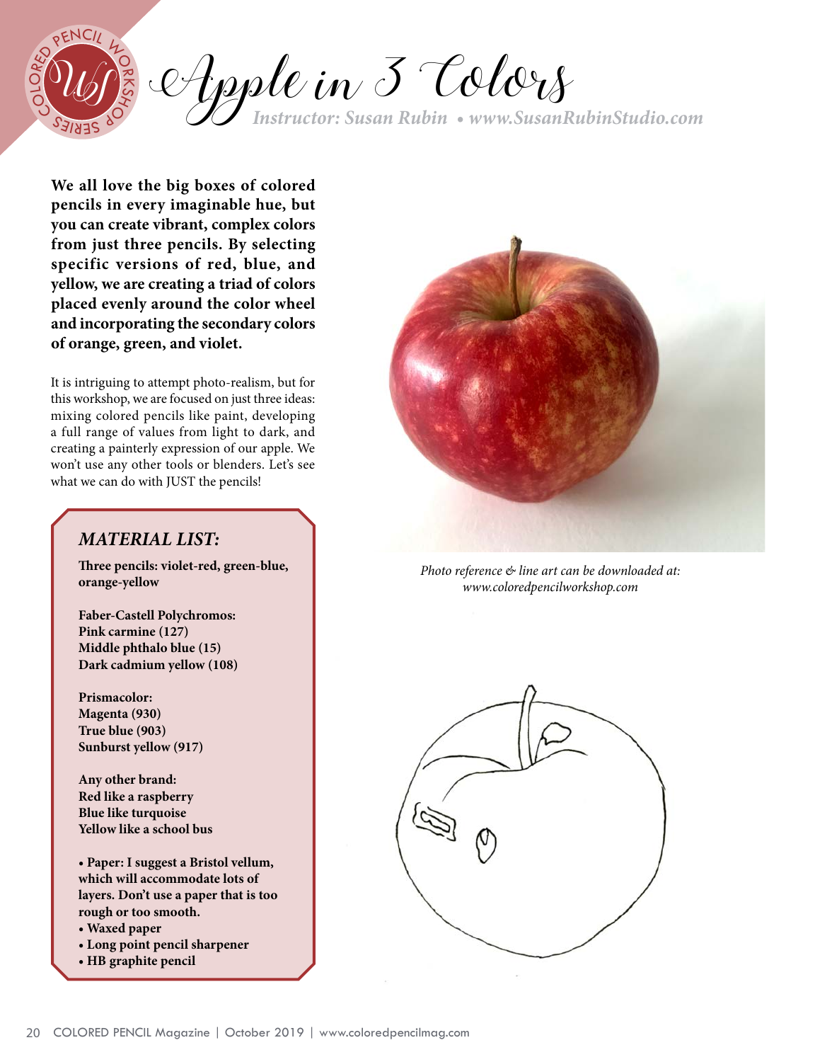# Apple in 3 Colors

*Instructor: Susan Rubin • www.SusanRubinStudio.com*

**We all love the big boxes of colored pencils in every imaginable hue, but you can create vibrant, complex colors from just three pencils. By selecting specific versions of red, blue, and yellow, we are creating a triad of colors placed evenly around the color wheel and incorporating the secondary colors of orange, green, and violet.**

It is intriguing to attempt photo-realism, but for this workshop, we are focused on just three ideas: mixing colored pencils like paint, developing a full range of values from light to dark, and creating a painterly expression of our apple. We won't use any other tools or blenders. Let's see what we can do with JUST the pencils!

## *MATERIAL LIST:*

**Three pencils: violet-red, green-blue, orange-yellow**

**Faber-Castell Polychromos:**
**Pink carmine (127)**
**Middle phthalo blue (15)**
**Dark cadmium yellow (108)**

**Prismacolor:**
**Magenta (930)**
**True blue (903)**
**Sunburst yellow (917)**

**Any other brand:**
**Red like a raspberry**
**Blue like turquoise**
**Yellow like a school bus**

- **Paper: I suggest a Bristol vellum, which will accommodate lots of layers. Don't use a paper that is too rough or too smooth.**
- **Waxed paper**
- **Long point pencil sharpener**
- **HB graphite pencil**

*Photo reference & line art can be downloaded at: www.coloredpencilworkshop.com*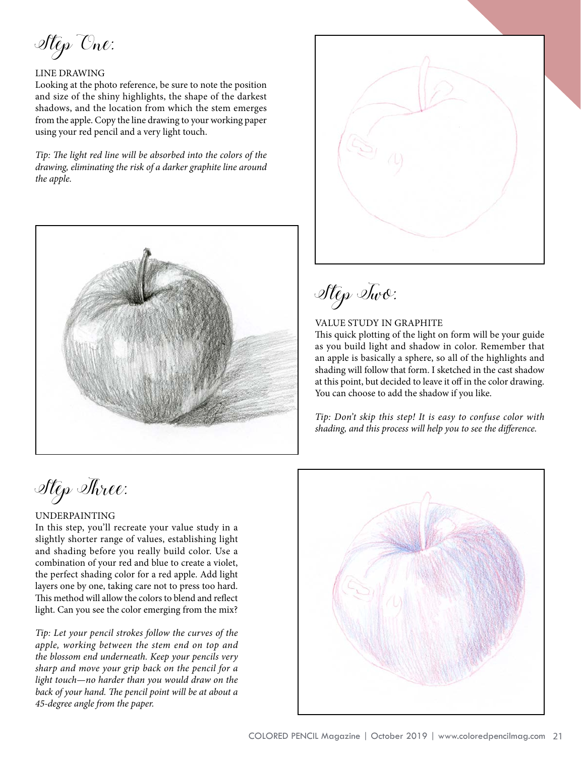## Step One:

LINE DRAWING

Looking at the photo reference, be sure to note the position and size of the shiny highlights, the shape of the darkest shadows, and the location from which the stem emerges from the apple. Copy the line drawing to your working paper using your red pencil and a very light touch.

*Tip: The light red line will be absorbed into the colors of the drawing, eliminating the risk of a darker graphite line around the apple.*

## Step Two:

VALUE STUDY IN GRAPHITE

This quick plotting of the light on form will be your guide as you build light and shadow in color. Remember that an apple is basically a sphere, so all of the highlights and shading will follow that form. I sketched in the cast shadow at this point, but decided to leave it off in the color drawing. You can choose to add the shadow if you like.

*Tip: Don't skip this step! It is easy to confuse color with shading, and this process will help you to see the difference.*

## Step Three:

UNDERPAINTING

In this step, you'll recreate your value study in a slightly shorter range of values, establishing light and shading before you really build color. Use a combination of your red and blue to create a violet, the perfect shading color for a red apple. Add light layers one by one, taking care not to press too hard. This method will allow the colors to blend and reflect light. Can you see the color emerging from the mix?

*Tip: Let your pencil strokes follow the curves of the apple, working between the stem end on top and the blossom end underneath. Keep your pencils very sharp and move your grip back on the pencil for a light touch—no harder than you would draw on the back of your hand. The pencil point will be at about a 45-degree angle from the paper.*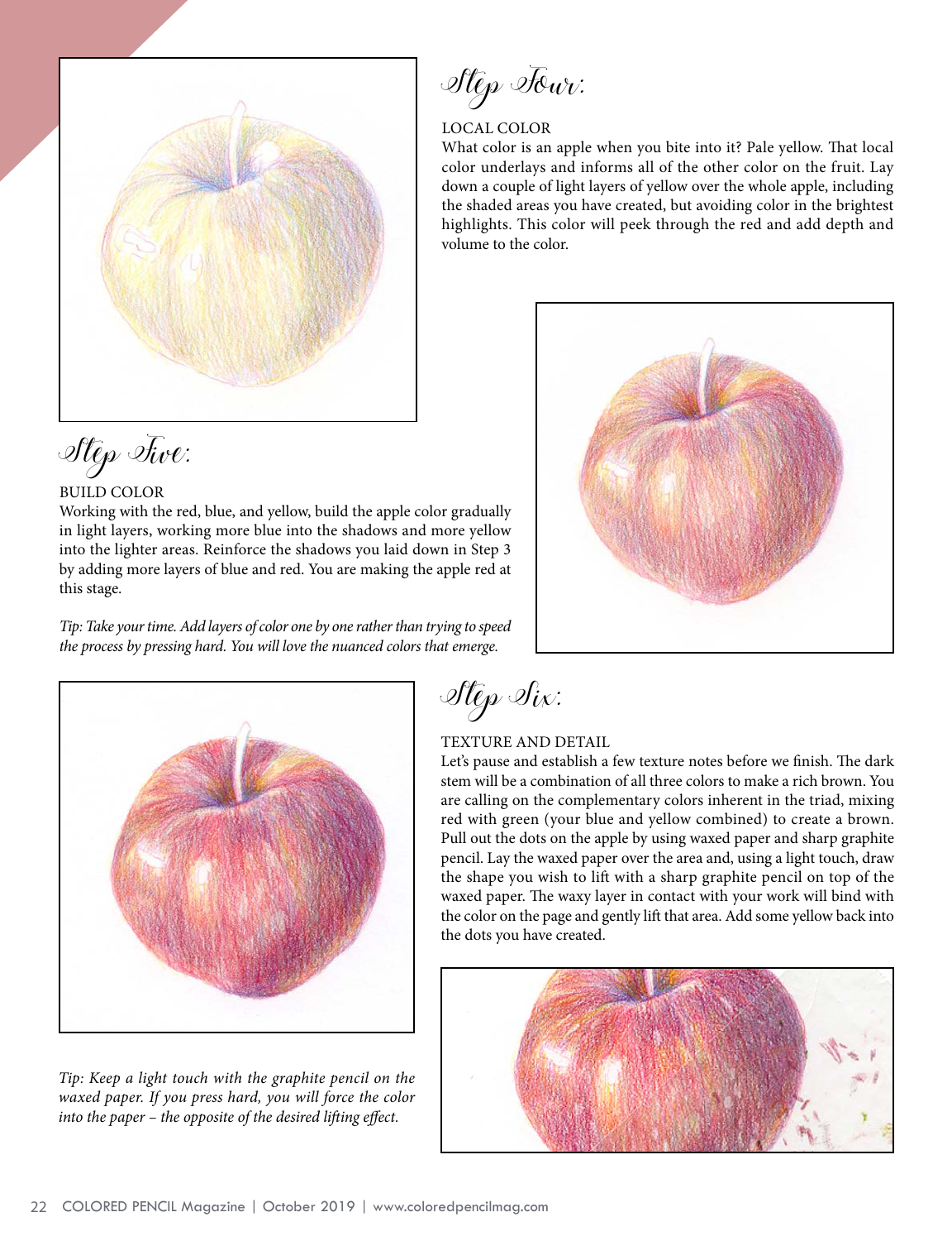## Step Four:

LOCAL COLOR

What color is an apple when you bite into it? Pale yellow. That local color underlays and informs all of the other color on the fruit. Lay down a couple of light layers of yellow over the whole apple, including the shaded areas you have created, but avoiding color in the brightest highlights. This color will peek through the red and add depth and volume to the color.

## Step Five:

BUILD COLOR

Working with the red, blue, and yellow, build the apple color gradually in light layers, working more blue into the shadows and more yellow into the lighter areas. Reinforce the shadows you laid down in Step 3 by adding more layers of blue and red. You are making the apple red at this stage.

*Tip: Take your time. Add layers of color one by one rather than trying to speed the process by pressing hard. You will love the nuanced colors that emerge.*

## Step Six:

TEXTURE AND DETAIL

Let's pause and establish a few texture notes before we finish. The dark stem will be a combination of all three colors to make a rich brown. You are calling on the complementary colors inherent in the triad, mixing red with green (your blue and yellow combined) to create a brown. Pull out the dots on the apple by using waxed paper and sharp graphite pencil. Lay the waxed paper over the area and, using a light touch, draw the shape you wish to lift with a sharp graphite pencil on top of the waxed paper. The waxy layer in contact with your work will bind with the color on the page and gently lift that area. Add some yellow back into the dots you have created.

*Tip: Keep a light touch with the graphite pencil on the waxed paper. If you press hard, you will force the color into the paper – the opposite of the desired lifting effect.*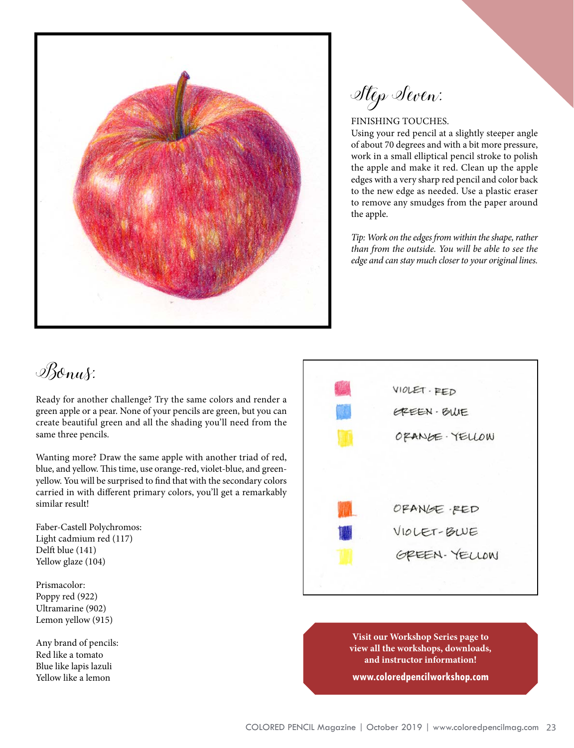## Step Seven:

FINISHING TOUCHES.

Using your red pencil at a slightly steeper angle of about 70 degrees and with a bit more pressure, work in a small elliptical pencil stroke to polish the apple and make it red. Clean up the apple edges with a very sharp red pencil and color back to the new edge as needed. Use a plastic eraser to remove any smudges from the paper around the apple.

*Tip: Work on the edges from within the shape, rather than from the outside. You will be able to see the edge and can stay much closer to your original lines.*

## Bonus:

Ready for another challenge? Try the same colors and render a green apple or a pear. None of your pencils are green, but you can create beautiful green and all the shading you'll need from the same three pencils.

Wanting more? Draw the same apple with another triad of red, blue, and yellow. This time, use orange-red, violet-blue, and green-yellow. You will be surprised to find that with the secondary colors carried in with different primary colors, you'll get a remarkably similar result!

Faber-Castell Polychromos:
Light cadmium red (117)
Delft blue (141)
Yellow glaze (104)

Prismacolor:
Poppy red (922)
Ultramarine (902)
Lemon yellow (915)

Any brand of pencils:
Red like a tomato
Blue like lapis lazuli
Yellow like a lemon

VIOLET - RED
GREEN - BLUE
ORANGE - YELLOW

ORANGE - RED
VIOLET - BLUE
GREEN - YELLOW

**Visit our Workshop Series page to view all the workshops, downloads, and instructor information!**

**www.coloredpencilworkshop.com**